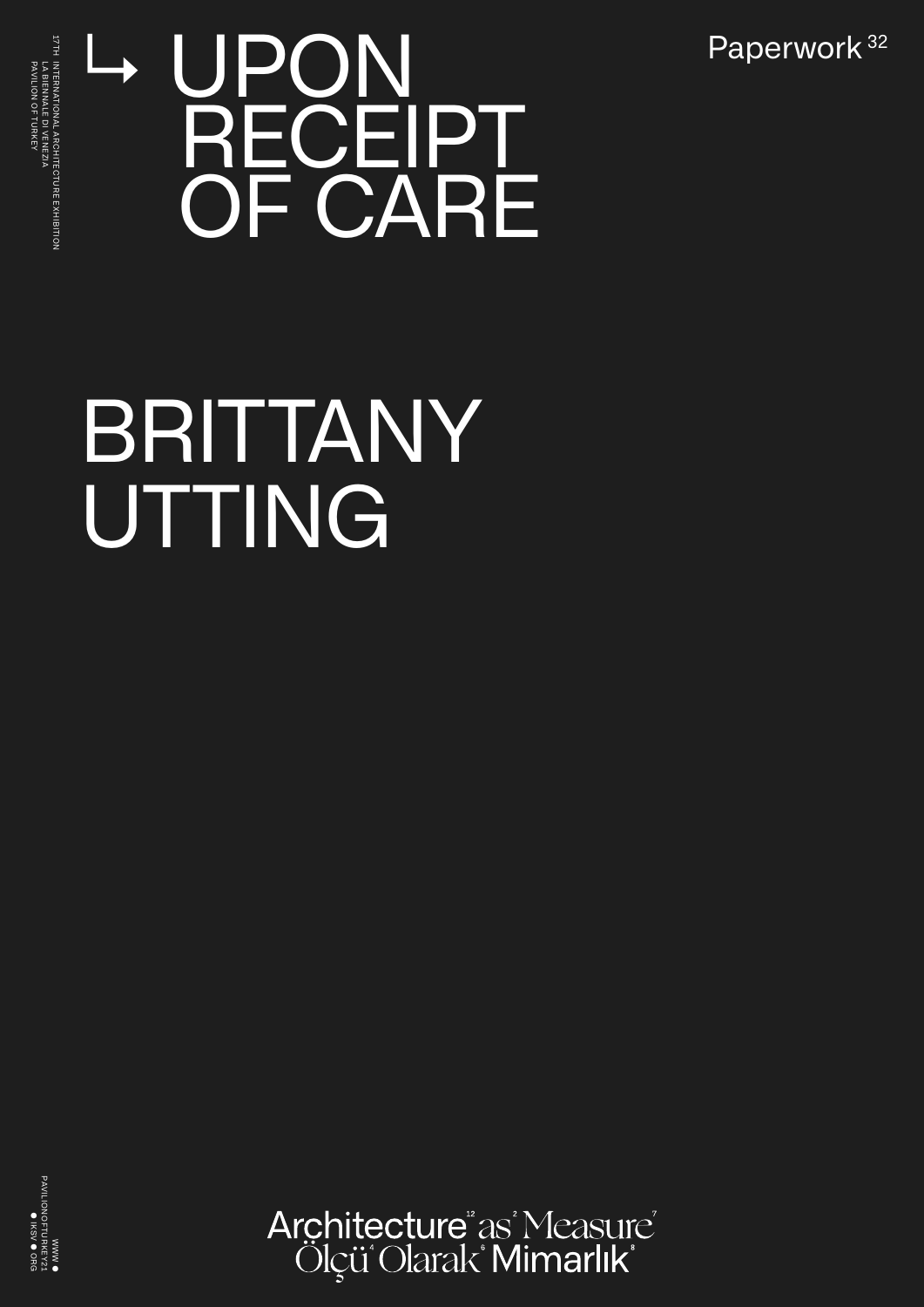17TH INTERNATIONAL ARCHITECTURE EXHIBITION
LA BIENNALE DI VENEZIA
PAVILION OF TURKEY

Paperwork 32

# ↳ UPON RECEIPT OF CARE

# BRITTANY UTTING

WWW ● PAVILIONOFTURKEY21 ● IKSV ● ORG

Architecture as Measure
Ölçü Olarak Mimarlık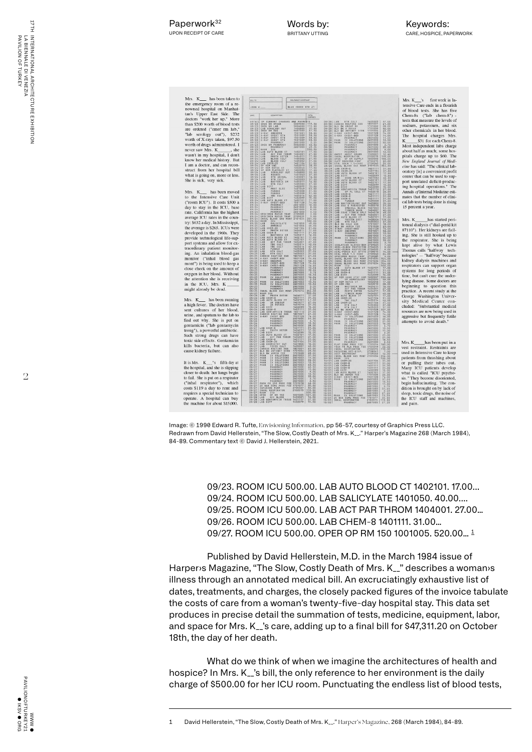Paperwork[32]
UPON RECEIPT OF CARE

Words by:
BRITTANY UTTING

Keywords:
CARE, HOSPICE, PAPERWORK

Mrs. K___ has been taken to the emergency room of a renowned hospital on Manhattan's Upper East Side. The doctors "work her up." More than $200 worth of blood tests are ordered ("emer rm lab," "lab serology out"), $232 worth of X-rays taken, $97.50 worth of drugs administered. I never saw Mrs. K______, she wasn't in my hospital, I don't know her medical history. But I am a doctor, and can reconstruct from her hospital bill what is going on, more or less. She is sick, very sick.

Mrs. K___ has been moved to the Intensive Care Unit ("room ICU"). It costs $500 a day to stay in the ICU, base rate. California has the highest average ICU rates in the country: $632 a day. In Mississippi, the average is $265. ICUs were developed in the 1960s. They provide technological life-support systems and allow for extraordinary patient monitoring. An inhalation blood-gas monitor ("inhal blood gas mont") is being used to keep a close check on the amount of oxygen in her blood. Without the attention she is receiving in the ICU, Mrs. K_____ might already be dead.

Mrs. K___ has been running a high fever. The doctors have sent cultures of her blood, urine, and sputum to the lab to find out why. She is put on gentamicin ("lab gentamycin troug"), a powerful antibiotic. Such strong drugs can have toxic side effects. Gentamicin kills bacteria, but can also cause kidney failure.

It is Mrs. K___'s fifth day at the hospital, and she is slipping closer to death: her lungs begin to fail. She is put on a respirator ("inhal respirator"), which costs $119 a day to rent and requires a special technician to operate. A hospital can buy the machine for about $15,000.

Mrs. K___'s first week in Intensive Care ends in a flourish of blood tests. She has five Chem-8s ("lab chem-8") - tests that measure the levels of sodium, potassium, and six other chemicals in her blood. The hospital charges Mrs. K_____ $31 for each Chem-8. Most independent labs charge about half as much; some hospitals charge up to $60. The *New England Journal of Medicine* has said: "The clinical laboratory [is] a convenient profit center that can be used to support unrelated deficit-producing hospital operations." The *Annals of Internal Medicine* estimates that the number of clinical lab tests being done is rising 15 percent a year.

Mrs. K_____has started peritoneal dialysis ("dial-perid kit 87110"). Her kidneys are failing. She is still hooked up to the respirator. She is being kept alive by what Lewis Thomas calls "halfway technologies" — "halfway" because kidney dialysis machines and respirators can support organ systems for long periods of time, but can't cure the underlying disease. Some doctors are beginning to question this practice. A recent study at the George Washington University Medical Center concluded: "Substantial medical resources are now being used in aggressive but frequently futile attempts to avoid death."

Mrs. K_____has been put in a vest restraint. Restraints are used in Intensive Care to keep patients from thrashing about or pulling their tubes out. Many ICU patients develop what is called "ICU psychosis." They become disoriented, begin hallucinating. The condition is brought on by lack of sleep, toxic drugs, the noise of the ICU staff and machines, and pain.

Image: © 1990 Edward R. Tufte, Envisioning Information. pp 56-57, courtesy of Graphics Press LLC. Redrawn from David Hellerstein, "The Slow, Costly Death of Mrs. K__." Harper's Magazine 268 (March 1984), 84-89. Commentary text © David J. Hellerstein, 2021.

09/23. ROOM ICU 500.00. LAB AUTO BLOOD CT 1402101. 17.00...
09/24. ROOM ICU 500.00. LAB SALICYLATE 1401050. 40.00....
09/25. ROOM ICU 500.00. LAB ACT PAR THROM 1404001. 27.00...
09/26. ROOM ICU 500.00. LAB CHEM-8 1401111. 31.00...
09/27. ROOM ICU 500.00. OPER OP RM 150 1001005. 520.00... [1]

Published by David Hellerstein, M.D. in the March 1984 issue of Harper›s Magazine, "The Slow, Costly Death of Mrs. K__" describes a woman›s illness through an annotated medical bill. An excruciatingly exhaustive list of dates, treatments, and charges, the closely packed figures of the invoice tabulate the costs of care from a woman's twenty-five-day hospital stay. This data set produces in precise detail the summation of tests, medicine, equipment, labor, and space for Mrs. K__'s care, adding up to a final bill for $47,311.20 on October 18th, the day of her death.

What do we think of when we imagine the architectures of health and hospice? In Mrs. K__'s bill, the only reference to her environment is the daily charge of $500.00 for her ICU room. Punctuating the endless list of blood tests,

1 David Hellerstein, "The Slow, Costly Death of Mrs. K__." Harper's Magazine, 268 (March 1984), 84-89.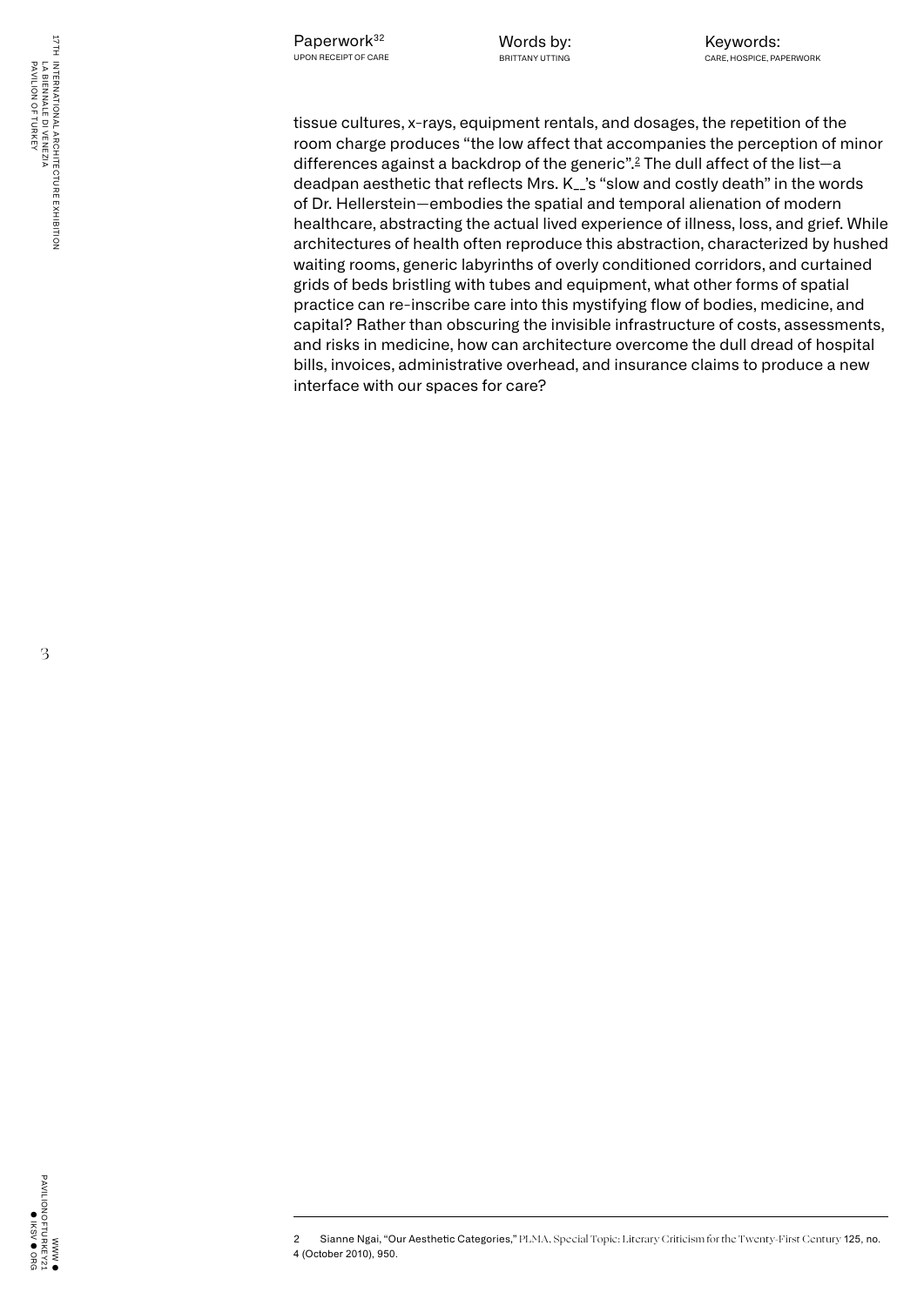tissue cultures, x-rays, equipment rentals, and dosages, the repetition of the room charge produces "the low affect that accompanies the perception of minor differences against a backdrop of the generic".[2] The dull affect of the list—a deadpan aesthetic that reflects Mrs. K__'s "slow and costly death" in the words of Dr. Hellerstein—embodies the spatial and temporal alienation of modern healthcare, abstracting the actual lived experience of illness, loss, and grief. While architectures of health often reproduce this abstraction, characterized by hushed waiting rooms, generic labyrinths of overly conditioned corridors, and curtained grids of beds bristling with tubes and equipment, what other forms of spatial practice can re-inscribe care into this mystifying flow of bodies, medicine, and capital? Rather than obscuring the invisible infrastructure of costs, assessments, and risks in medicine, how can architecture overcome the dull dread of hospital bills, invoices, administrative overhead, and insurance claims to produce a new interface with our spaces for care?

---

2 Sianne Ngai, "Our Aesthetic Categories," *PLMA, Special Topic: Literary Criticism for the Twenty-First Century* 125, no. 4 (October 2010), 950.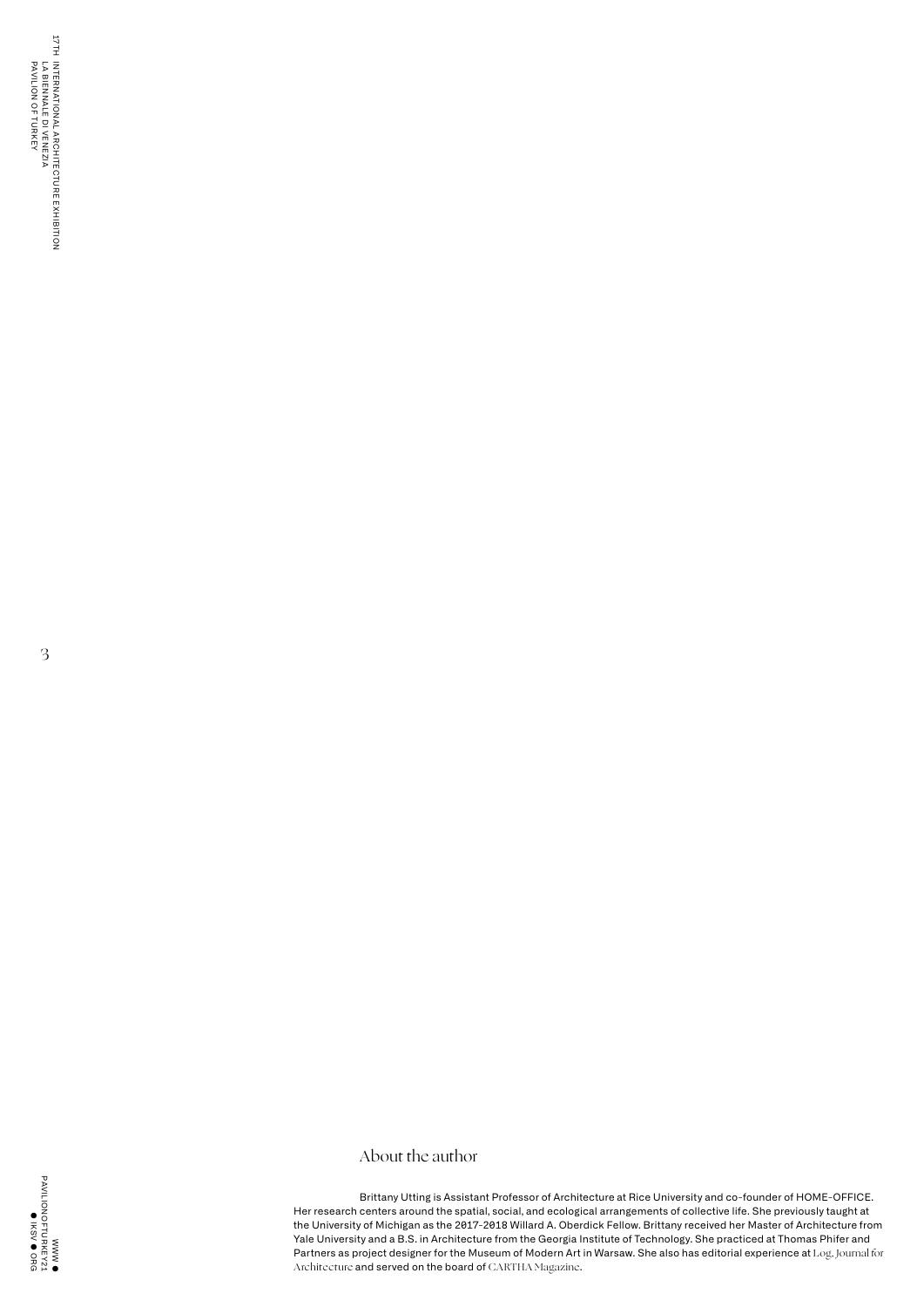## About the author

Brittany Utting is Assistant Professor of Architecture at Rice University and co-founder of HOME-OFFICE. Her research centers around the spatial, social, and ecological arrangements of collective life. She previously taught at the University of Michigan as the 2017-2018 Willard A. Oberdick Fellow. Brittany received her Master of Architecture from Yale University and a B.S. in Architecture from the Georgia Institute of Technology. She practiced at Thomas Phifer and Partners as project designer for the Museum of Modern Art in Warsaw. She also has editorial experience at Log, Journal for Architecture and served on the board of CARTHA Magazine.